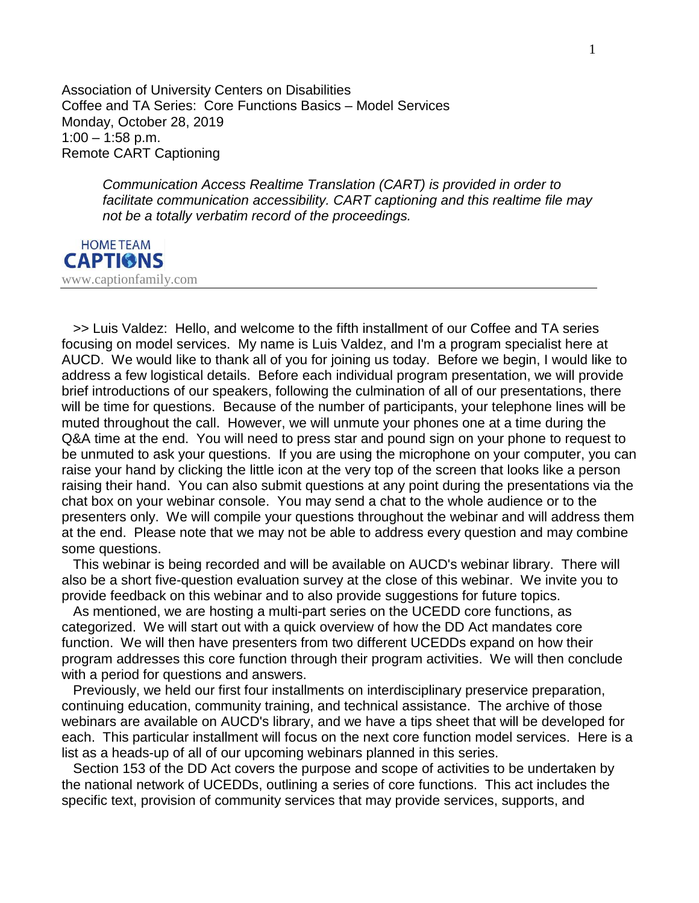Association of University Centers on Disabilities
Coffee and TA Series: Core Functions Basics – Model Services
Monday, October 28, 2019
1:00 – 1:58 p.m.
Remote CART Captioning

*Communication Access Realtime Translation (CART) is provided in order to facilitate communication accessibility. CART captioning and this realtime file may not be a totally verbatim record of the proceedings.*

HOME TEAM CAPTIONS
www.captionfamily.com

---

>> Luis Valdez: Hello, and welcome to the fifth installment of our Coffee and TA series focusing on model services. My name is Luis Valdez, and I'm a program specialist here at AUCD. We would like to thank all of you for joining us today. Before we begin, I would like to address a few logistical details. Before each individual program presentation, we will provide brief introductions of our speakers, following the culmination of all of our presentations, there will be time for questions. Because of the number of participants, your telephone lines will be muted throughout the call. However, we will unmute your phones one at a time during the Q&A time at the end. You will need to press star and pound sign on your phone to request to be unmuted to ask your questions. If you are using the microphone on your computer, you can raise your hand by clicking the little icon at the very top of the screen that looks like a person raising their hand. You can also submit questions at any point during the presentations via the chat box on your webinar console. You may send a chat to the whole audience or to the presenters only. We will compile your questions throughout the webinar and will address them at the end. Please note that we may not be able to address every question and may combine some questions.

This webinar is being recorded and will be available on AUCD's webinar library. There will also be a short five-question evaluation survey at the close of this webinar. We invite you to provide feedback on this webinar and to also provide suggestions for future topics.

As mentioned, we are hosting a multi-part series on the UCEDD core functions, as categorized. We will start out with a quick overview of how the DD Act mandates core function. We will then have presenters from two different UCEDDs expand on how their program addresses this core function through their program activities. We will then conclude with a period for questions and answers.

Previously, we held our first four installments on interdisciplinary preservice preparation, continuing education, community training, and technical assistance. The archive of those webinars are available on AUCD's library, and we have a tips sheet that will be developed for each. This particular installment will focus on the next core function model services. Here is a list as a heads-up of all of our upcoming webinars planned in this series.

Section 153 of the DD Act covers the purpose and scope of activities to be undertaken by the national network of UCEDDs, outlining a series of core functions. This act includes the specific text, provision of community services that may provide services, supports, and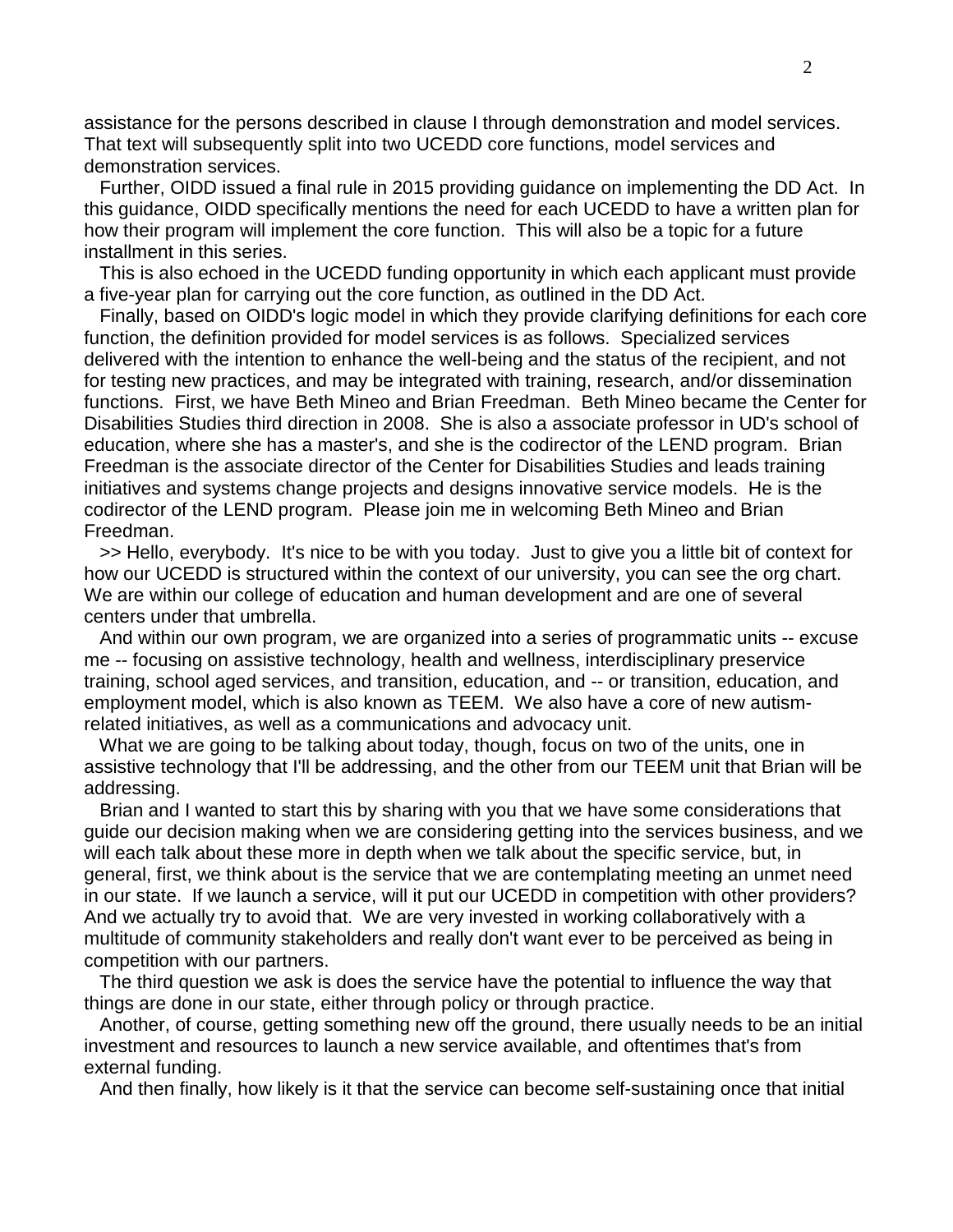assistance for the persons described in clause I through demonstration and model services. That text will subsequently split into two UCEDD core functions, model services and demonstration services.

Further, OIDD issued a final rule in 2015 providing guidance on implementing the DD Act. In this guidance, OIDD specifically mentions the need for each UCEDD to have a written plan for how their program will implement the core function. This will also be a topic for a future installment in this series.

This is also echoed in the UCEDD funding opportunity in which each applicant must provide a five-year plan for carrying out the core function, as outlined in the DD Act.

Finally, based on OIDD's logic model in which they provide clarifying definitions for each core function, the definition provided for model services is as follows. Specialized services delivered with the intention to enhance the well-being and the status of the recipient, and not for testing new practices, and may be integrated with training, research, and/or dissemination functions. First, we have Beth Mineo and Brian Freedman. Beth Mineo became the Center for Disabilities Studies third direction in 2008. She is also a associate professor in UD's school of education, where she has a master's, and she is the codirector of the LEND program. Brian Freedman is the associate director of the Center for Disabilities Studies and leads training initiatives and systems change projects and designs innovative service models. He is the codirector of the LEND program. Please join me in welcoming Beth Mineo and Brian Freedman.

>> Hello, everybody. It's nice to be with you today. Just to give you a little bit of context for how our UCEDD is structured within the context of our university, you can see the org chart. We are within our college of education and human development and are one of several centers under that umbrella.

And within our own program, we are organized into a series of programmatic units -- excuse me -- focusing on assistive technology, health and wellness, interdisciplinary preservice training, school aged services, and transition, education, and -- or transition, education, and employment model, which is also known as TEEM. We also have a core of new autism-related initiatives, as well as a communications and advocacy unit.

What we are going to be talking about today, though, focus on two of the units, one in assistive technology that I'll be addressing, and the other from our TEEM unit that Brian will be addressing.

Brian and I wanted to start this by sharing with you that we have some considerations that guide our decision making when we are considering getting into the services business, and we will each talk about these more in depth when we talk about the specific service, but, in general, first, we think about is the service that we are contemplating meeting an unmet need in our state. If we launch a service, will it put our UCEDD in competition with other providers? And we actually try to avoid that. We are very invested in working collaboratively with a multitude of community stakeholders and really don't want ever to be perceived as being in competition with our partners.

The third question we ask is does the service have the potential to influence the way that things are done in our state, either through policy or through practice.

Another, of course, getting something new off the ground, there usually needs to be an initial investment and resources to launch a new service available, and oftentimes that's from external funding.

And then finally, how likely is it that the service can become self-sustaining once that initial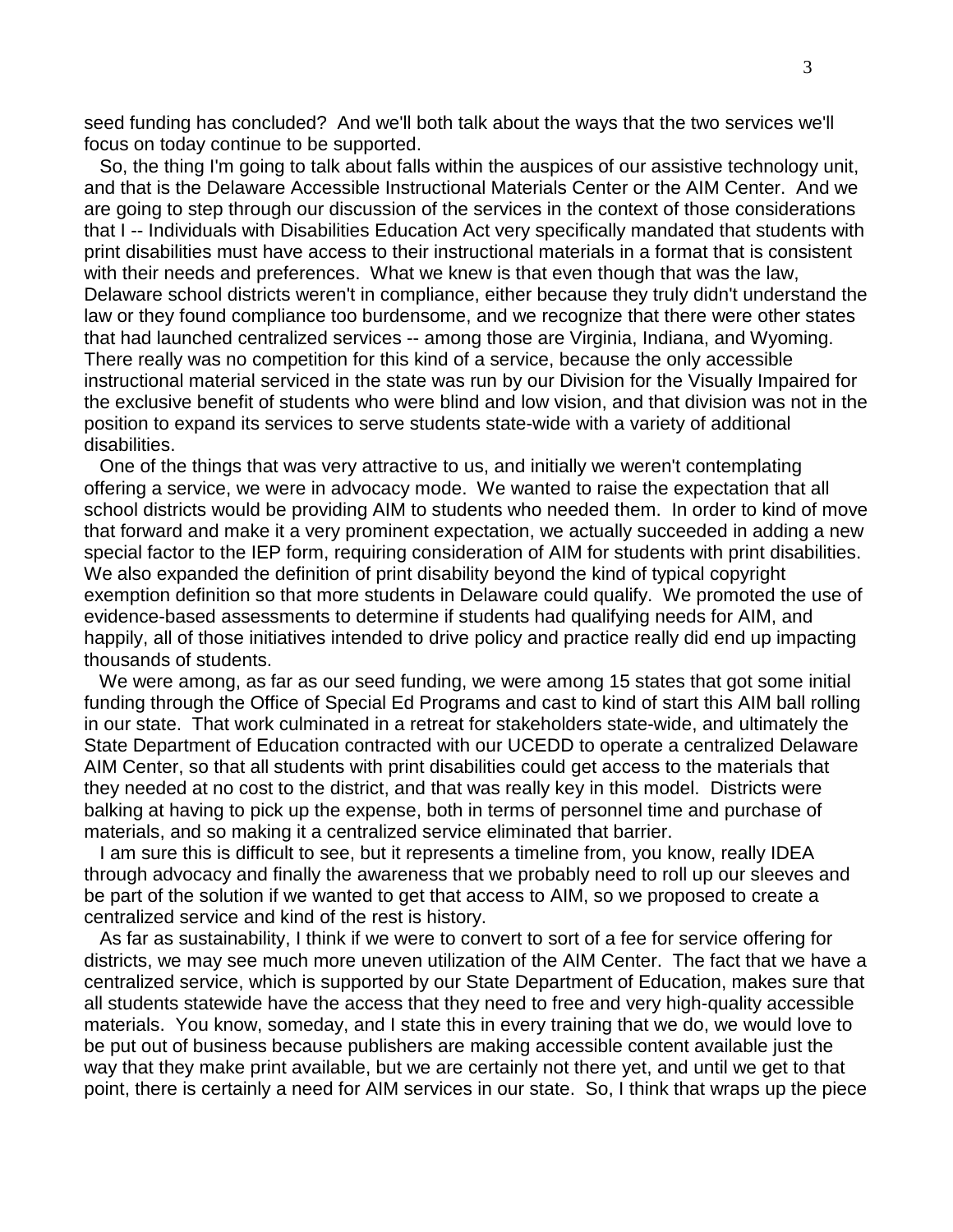seed funding has concluded? And we'll both talk about the ways that the two services we'll focus on today continue to be supported.

So, the thing I'm going to talk about falls within the auspices of our assistive technology unit, and that is the Delaware Accessible Instructional Materials Center or the AIM Center. And we are going to step through our discussion of the services in the context of those considerations that I -- Individuals with Disabilities Education Act very specifically mandated that students with print disabilities must have access to their instructional materials in a format that is consistent with their needs and preferences. What we knew is that even though that was the law, Delaware school districts weren't in compliance, either because they truly didn't understand the law or they found compliance too burdensome, and we recognize that there were other states that had launched centralized services -- among those are Virginia, Indiana, and Wyoming. There really was no competition for this kind of a service, because the only accessible instructional material serviced in the state was run by our Division for the Visually Impaired for the exclusive benefit of students who were blind and low vision, and that division was not in the position to expand its services to serve students state-wide with a variety of additional disabilities.

One of the things that was very attractive to us, and initially we weren't contemplating offering a service, we were in advocacy mode. We wanted to raise the expectation that all school districts would be providing AIM to students who needed them. In order to kind of move that forward and make it a very prominent expectation, we actually succeeded in adding a new special factor to the IEP form, requiring consideration of AIM for students with print disabilities. We also expanded the definition of print disability beyond the kind of typical copyright exemption definition so that more students in Delaware could qualify. We promoted the use of evidence-based assessments to determine if students had qualifying needs for AIM, and happily, all of those initiatives intended to drive policy and practice really did end up impacting thousands of students.

We were among, as far as our seed funding, we were among 15 states that got some initial funding through the Office of Special Ed Programs and cast to kind of start this AIM ball rolling in our state. That work culminated in a retreat for stakeholders state-wide, and ultimately the State Department of Education contracted with our UCEDD to operate a centralized Delaware AIM Center, so that all students with print disabilities could get access to the materials that they needed at no cost to the district, and that was really key in this model. Districts were balking at having to pick up the expense, both in terms of personnel time and purchase of materials, and so making it a centralized service eliminated that barrier.

I am sure this is difficult to see, but it represents a timeline from, you know, really IDEA through advocacy and finally the awareness that we probably need to roll up our sleeves and be part of the solution if we wanted to get that access to AIM, so we proposed to create a centralized service and kind of the rest is history.

As far as sustainability, I think if we were to convert to sort of a fee for service offering for districts, we may see much more uneven utilization of the AIM Center. The fact that we have a centralized service, which is supported by our State Department of Education, makes sure that all students statewide have the access that they need to free and very high-quality accessible materials. You know, someday, and I state this in every training that we do, we would love to be put out of business because publishers are making accessible content available just the way that they make print available, but we are certainly not there yet, and until we get to that point, there is certainly a need for AIM services in our state. So, I think that wraps up the piece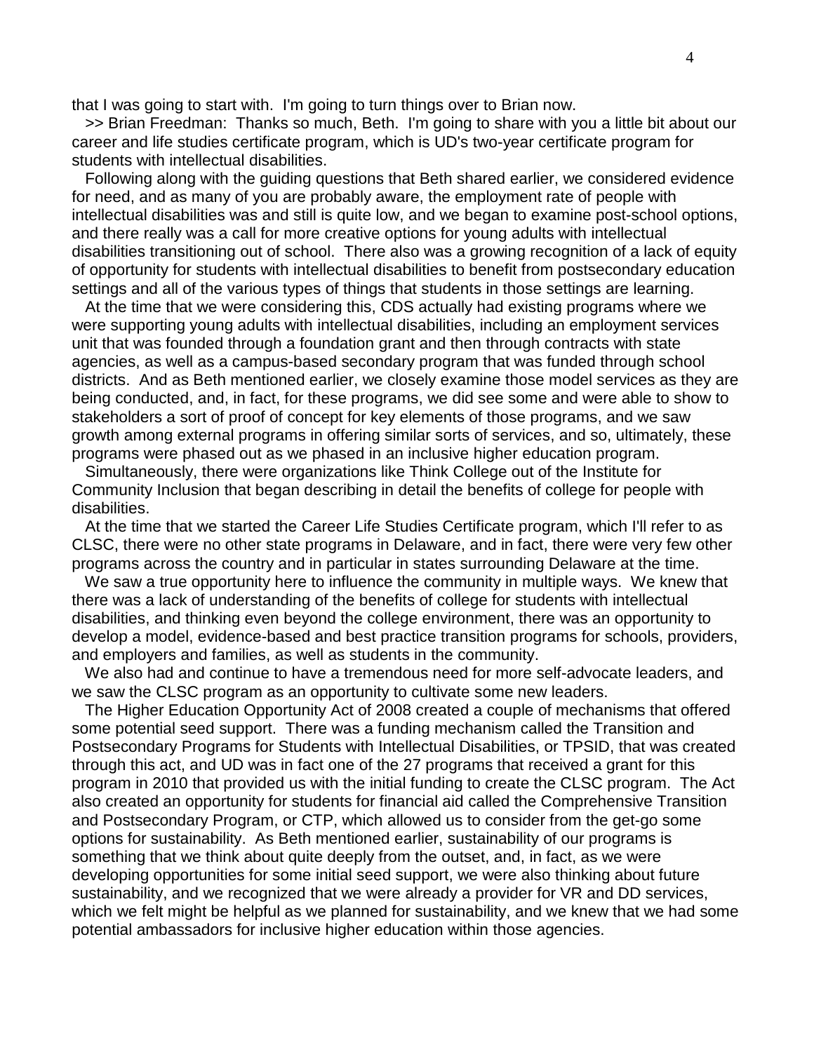that I was going to start with. I'm going to turn things over to Brian now.

>> Brian Freedman: Thanks so much, Beth. I'm going to share with you a little bit about our career and life studies certificate program, which is UD's two-year certificate program for students with intellectual disabilities.

Following along with the guiding questions that Beth shared earlier, we considered evidence for need, and as many of you are probably aware, the employment rate of people with intellectual disabilities was and still is quite low, and we began to examine post-school options, and there really was a call for more creative options for young adults with intellectual disabilities transitioning out of school. There also was a growing recognition of a lack of equity of opportunity for students with intellectual disabilities to benefit from postsecondary education settings and all of the various types of things that students in those settings are learning.

At the time that we were considering this, CDS actually had existing programs where we were supporting young adults with intellectual disabilities, including an employment services unit that was founded through a foundation grant and then through contracts with state agencies, as well as a campus-based secondary program that was funded through school districts. And as Beth mentioned earlier, we closely examine those model services as they are being conducted, and, in fact, for these programs, we did see some and were able to show to stakeholders a sort of proof of concept for key elements of those programs, and we saw growth among external programs in offering similar sorts of services, and so, ultimately, these programs were phased out as we phased in an inclusive higher education program.

Simultaneously, there were organizations like Think College out of the Institute for Community Inclusion that began describing in detail the benefits of college for people with disabilities.

At the time that we started the Career Life Studies Certificate program, which I'll refer to as CLSC, there were no other state programs in Delaware, and in fact, there were very few other programs across the country and in particular in states surrounding Delaware at the time.

We saw a true opportunity here to influence the community in multiple ways. We knew that there was a lack of understanding of the benefits of college for students with intellectual disabilities, and thinking even beyond the college environment, there was an opportunity to develop a model, evidence-based and best practice transition programs for schools, providers, and employers and families, as well as students in the community.

We also had and continue to have a tremendous need for more self-advocate leaders, and we saw the CLSC program as an opportunity to cultivate some new leaders.

The Higher Education Opportunity Act of 2008 created a couple of mechanisms that offered some potential seed support. There was a funding mechanism called the Transition and Postsecondary Programs for Students with Intellectual Disabilities, or TPSID, that was created through this act, and UD was in fact one of the 27 programs that received a grant for this program in 2010 that provided us with the initial funding to create the CLSC program. The Act also created an opportunity for students for financial aid called the Comprehensive Transition and Postsecondary Program, or CTP, which allowed us to consider from the get-go some options for sustainability. As Beth mentioned earlier, sustainability of our programs is something that we think about quite deeply from the outset, and, in fact, as we were developing opportunities for some initial seed support, we were also thinking about future sustainability, and we recognized that we were already a provider for VR and DD services, which we felt might be helpful as we planned for sustainability, and we knew that we had some potential ambassadors for inclusive higher education within those agencies.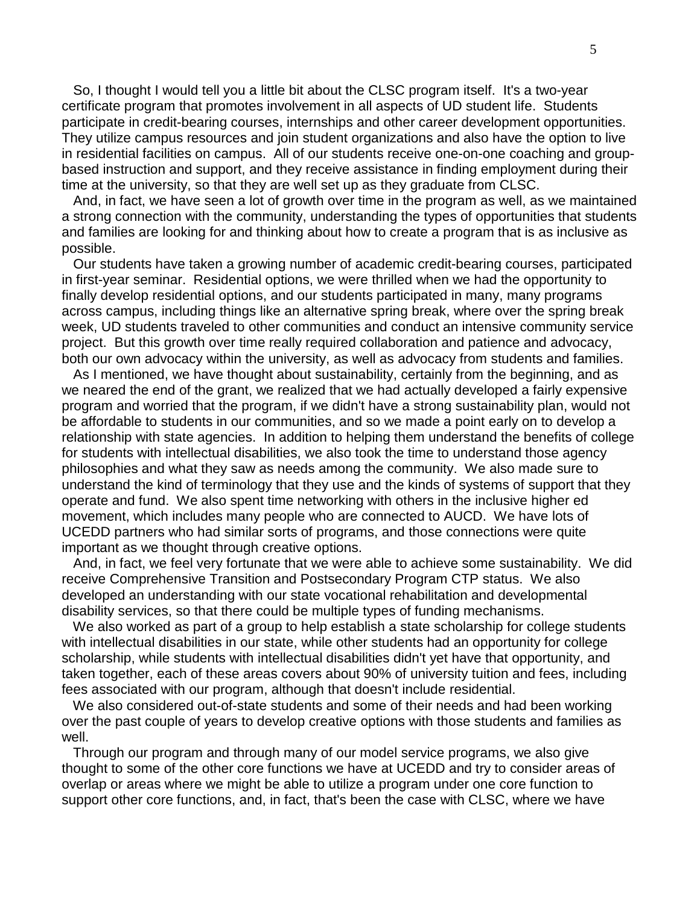So, I thought I would tell you a little bit about the CLSC program itself. It's a two-year certificate program that promotes involvement in all aspects of UD student life. Students participate in credit-bearing courses, internships and other career development opportunities. They utilize campus resources and join student organizations and also have the option to live in residential facilities on campus. All of our students receive one-on-one coaching and group-based instruction and support, and they receive assistance in finding employment during their time at the university, so that they are well set up as they graduate from CLSC.

And, in fact, we have seen a lot of growth over time in the program as well, as we maintained a strong connection with the community, understanding the types of opportunities that students and families are looking for and thinking about how to create a program that is as inclusive as possible.

Our students have taken a growing number of academic credit-bearing courses, participated in first-year seminar. Residential options, we were thrilled when we had the opportunity to finally develop residential options, and our students participated in many, many programs across campus, including things like an alternative spring break, where over the spring break week, UD students traveled to other communities and conduct an intensive community service project. But this growth over time really required collaboration and patience and advocacy, both our own advocacy within the university, as well as advocacy from students and families.

As I mentioned, we have thought about sustainability, certainly from the beginning, and as we neared the end of the grant, we realized that we had actually developed a fairly expensive program and worried that the program, if we didn't have a strong sustainability plan, would not be affordable to students in our communities, and so we made a point early on to develop a relationship with state agencies. In addition to helping them understand the benefits of college for students with intellectual disabilities, we also took the time to understand those agency philosophies and what they saw as needs among the community. We also made sure to understand the kind of terminology that they use and the kinds of systems of support that they operate and fund. We also spent time networking with others in the inclusive higher ed movement, which includes many people who are connected to AUCD. We have lots of UCEDD partners who had similar sorts of programs, and those connections were quite important as we thought through creative options.

And, in fact, we feel very fortunate that we were able to achieve some sustainability. We did receive Comprehensive Transition and Postsecondary Program CTP status. We also developed an understanding with our state vocational rehabilitation and developmental disability services, so that there could be multiple types of funding mechanisms.

We also worked as part of a group to help establish a state scholarship for college students with intellectual disabilities in our state, while other students had an opportunity for college scholarship, while students with intellectual disabilities didn't yet have that opportunity, and taken together, each of these areas covers about 90% of university tuition and fees, including fees associated with our program, although that doesn't include residential.

We also considered out-of-state students and some of their needs and had been working over the past couple of years to develop creative options with those students and families as well.

Through our program and through many of our model service programs, we also give thought to some of the other core functions we have at UCEDD and try to consider areas of overlap or areas where we might be able to utilize a program under one core function to support other core functions, and, in fact, that's been the case with CLSC, where we have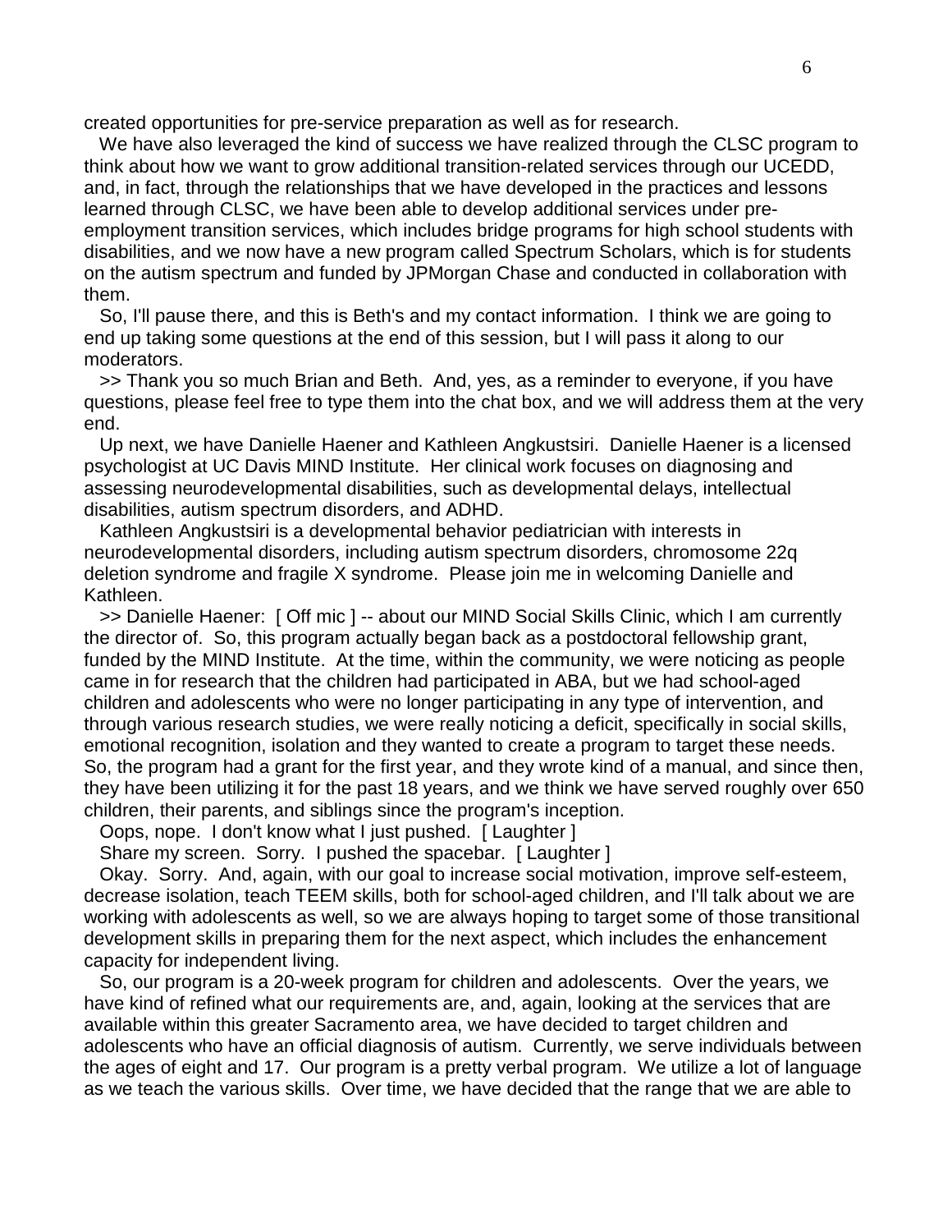created opportunities for pre-service preparation as well as for research.

We have also leveraged the kind of success we have realized through the CLSC program to think about how we want to grow additional transition-related services through our UCEDD, and, in fact, through the relationships that we have developed in the practices and lessons learned through CLSC, we have been able to develop additional services under pre-employment transition services, which includes bridge programs for high school students with disabilities, and we now have a new program called Spectrum Scholars, which is for students on the autism spectrum and funded by JPMorgan Chase and conducted in collaboration with them.

So, I'll pause there, and this is Beth's and my contact information. I think we are going to end up taking some questions at the end of this session, but I will pass it along to our moderators.

>> Thank you so much Brian and Beth. And, yes, as a reminder to everyone, if you have questions, please feel free to type them into the chat box, and we will address them at the very end.

Up next, we have Danielle Haener and Kathleen Angkustsiri. Danielle Haener is a licensed psychologist at UC Davis MIND Institute. Her clinical work focuses on diagnosing and assessing neurodevelopmental disabilities, such as developmental delays, intellectual disabilities, autism spectrum disorders, and ADHD.

Kathleen Angkustsiri is a developmental behavior pediatrician with interests in neurodevelopmental disorders, including autism spectrum disorders, chromosome 22q deletion syndrome and fragile X syndrome. Please join me in welcoming Danielle and Kathleen.

>> Danielle Haener: [ Off mic ] -- about our MIND Social Skills Clinic, which I am currently the director of. So, this program actually began back as a postdoctoral fellowship grant, funded by the MIND Institute. At the time, within the community, we were noticing as people came in for research that the children had participated in ABA, but we had school-aged children and adolescents who were no longer participating in any type of intervention, and through various research studies, we were really noticing a deficit, specifically in social skills, emotional recognition, isolation and they wanted to create a program to target these needs. So, the program had a grant for the first year, and they wrote kind of a manual, and since then, they have been utilizing it for the past 18 years, and we think we have served roughly over 650 children, their parents, and siblings since the program's inception.

Oops, nope. I don't know what I just pushed. [ Laughter ]

Share my screen. Sorry. I pushed the spacebar. [ Laughter ]

Okay. Sorry. And, again, with our goal to increase social motivation, improve self-esteem, decrease isolation, teach TEEM skills, both for school-aged children, and I'll talk about we are working with adolescents as well, so we are always hoping to target some of those transitional development skills in preparing them for the next aspect, which includes the enhancement capacity for independent living.

So, our program is a 20-week program for children and adolescents. Over the years, we have kind of refined what our requirements are, and, again, looking at the services that are available within this greater Sacramento area, we have decided to target children and adolescents who have an official diagnosis of autism. Currently, we serve individuals between the ages of eight and 17. Our program is a pretty verbal program. We utilize a lot of language as we teach the various skills. Over time, we have decided that the range that we are able to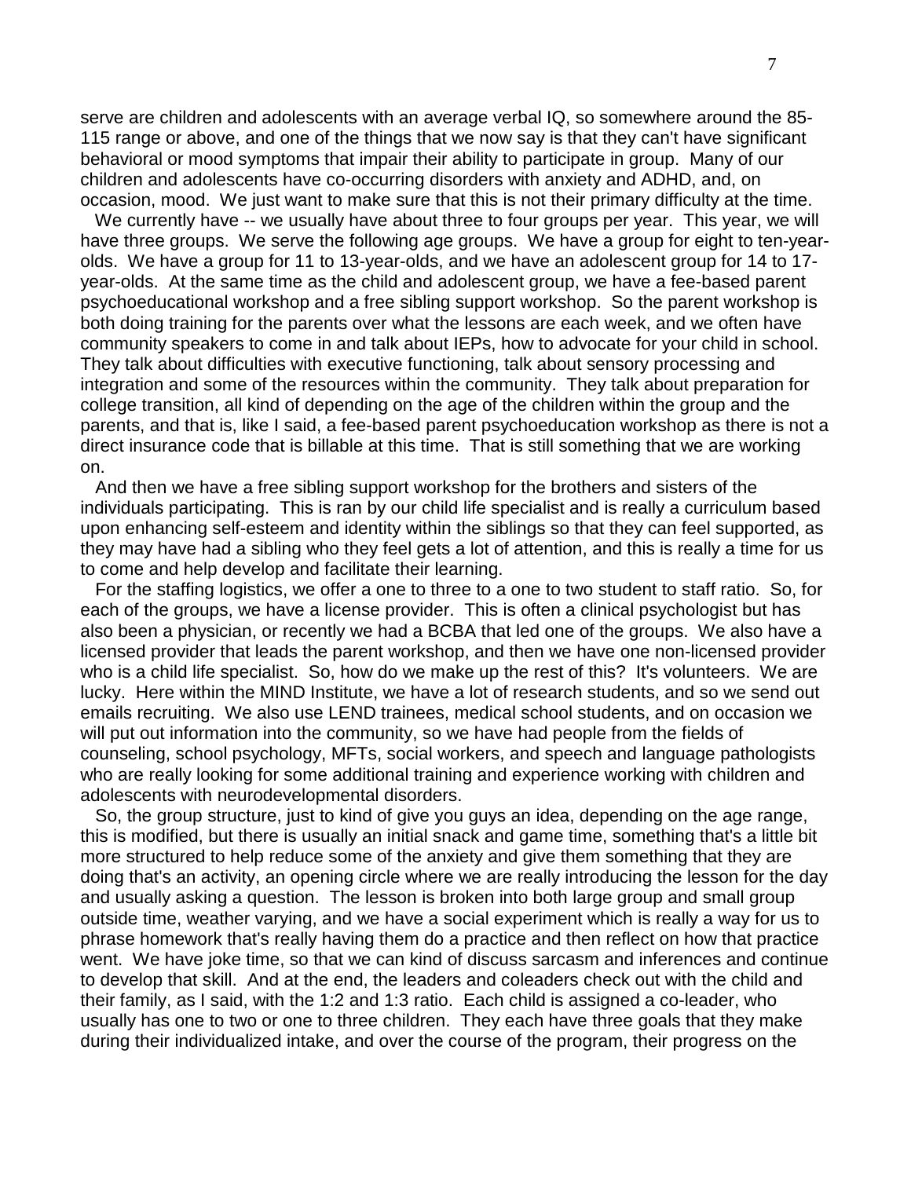serve are children and adolescents with an average verbal IQ, so somewhere around the 85-115 range or above, and one of the things that we now say is that they can't have significant behavioral or mood symptoms that impair their ability to participate in group. Many of our children and adolescents have co-occurring disorders with anxiety and ADHD, and, on occasion, mood. We just want to make sure that this is not their primary difficulty at the time.

We currently have -- we usually have about three to four groups per year. This year, we will have three groups. We serve the following age groups. We have a group for eight to ten-year-olds. We have a group for 11 to 13-year-olds, and we have an adolescent group for 14 to 17-year-olds. At the same time as the child and adolescent group, we have a fee-based parent psychoeducational workshop and a free sibling support workshop. So the parent workshop is both doing training for the parents over what the lessons are each week, and we often have community speakers to come in and talk about IEPs, how to advocate for your child in school. They talk about difficulties with executive functioning, talk about sensory processing and integration and some of the resources within the community. They talk about preparation for college transition, all kind of depending on the age of the children within the group and the parents, and that is, like I said, a fee-based parent psychoeducation workshop as there is not a direct insurance code that is billable at this time. That is still something that we are working on.

And then we have a free sibling support workshop for the brothers and sisters of the individuals participating. This is ran by our child life specialist and is really a curriculum based upon enhancing self-esteem and identity within the siblings so that they can feel supported, as they may have had a sibling who they feel gets a lot of attention, and this is really a time for us to come and help develop and facilitate their learning.

For the staffing logistics, we offer a one to three to a one to two student to staff ratio. So, for each of the groups, we have a license provider. This is often a clinical psychologist but has also been a physician, or recently we had a BCBA that led one of the groups. We also have a licensed provider that leads the parent workshop, and then we have one non-licensed provider who is a child life specialist. So, how do we make up the rest of this? It's volunteers. We are lucky. Here within the MIND Institute, we have a lot of research students, and so we send out emails recruiting. We also use LEND trainees, medical school students, and on occasion we will put out information into the community, so we have had people from the fields of counseling, school psychology, MFTs, social workers, and speech and language pathologists who are really looking for some additional training and experience working with children and adolescents with neurodevelopmental disorders.

So, the group structure, just to kind of give you guys an idea, depending on the age range, this is modified, but there is usually an initial snack and game time, something that's a little bit more structured to help reduce some of the anxiety and give them something that they are doing that's an activity, an opening circle where we are really introducing the lesson for the day and usually asking a question. The lesson is broken into both large group and small group outside time, weather varying, and we have a social experiment which is really a way for us to phrase homework that's really having them do a practice and then reflect on how that practice went. We have joke time, so that we can kind of discuss sarcasm and inferences and continue to develop that skill. And at the end, the leaders and coleaders check out with the child and their family, as I said, with the 1:2 and 1:3 ratio. Each child is assigned a co-leader, who usually has one to two or one to three children. They each have three goals that they make during their individualized intake, and over the course of the program, their progress on the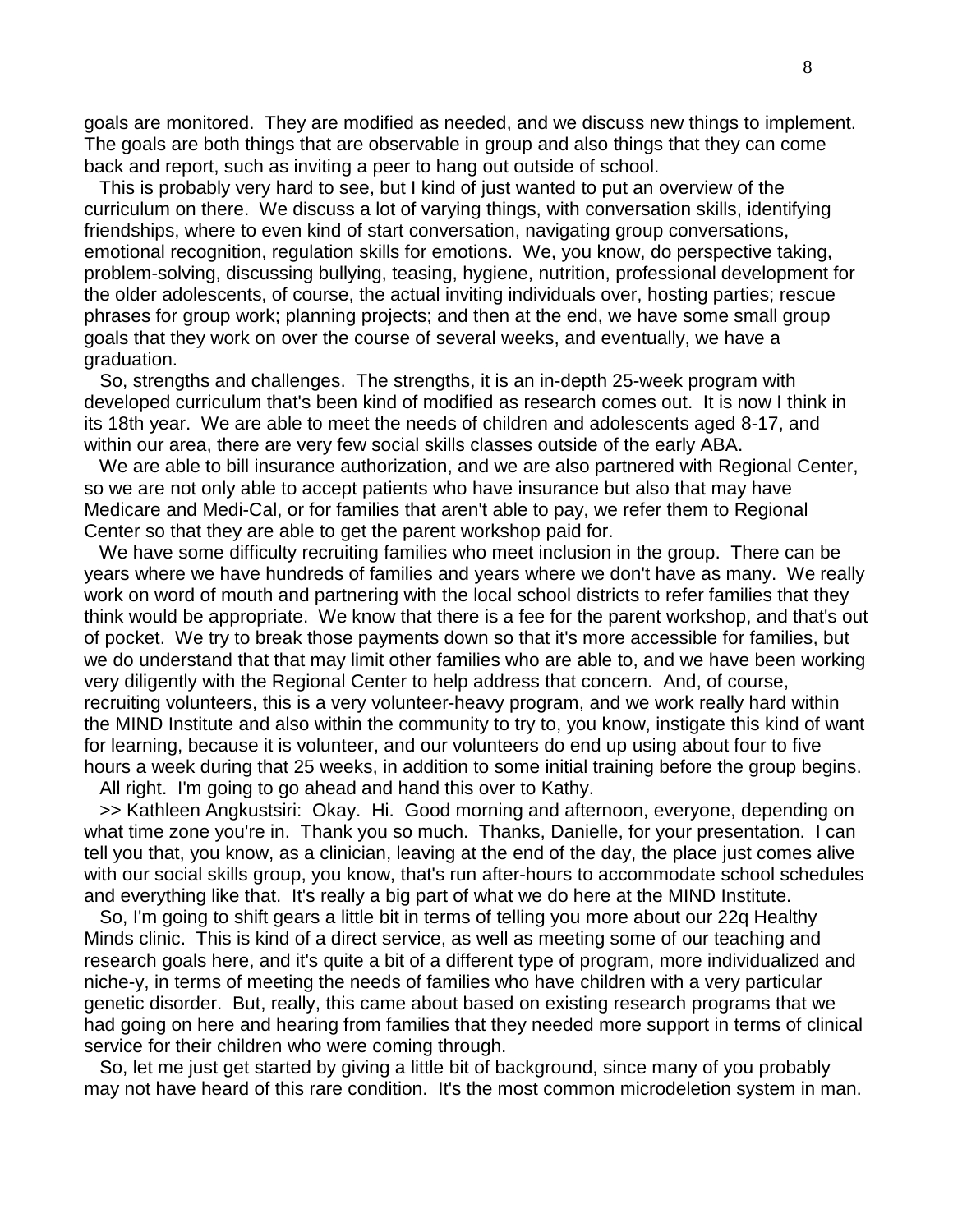goals are monitored. They are modified as needed, and we discuss new things to implement. The goals are both things that are observable in group and also things that they can come back and report, such as inviting a peer to hang out outside of school.

This is probably very hard to see, but I kind of just wanted to put an overview of the curriculum on there. We discuss a lot of varying things, with conversation skills, identifying friendships, where to even kind of start conversation, navigating group conversations, emotional recognition, regulation skills for emotions. We, you know, do perspective taking, problem-solving, discussing bullying, teasing, hygiene, nutrition, professional development for the older adolescents, of course, the actual inviting individuals over, hosting parties; rescue phrases for group work; planning projects; and then at the end, we have some small group goals that they work on over the course of several weeks, and eventually, we have a graduation.

So, strengths and challenges. The strengths, it is an in-depth 25-week program with developed curriculum that's been kind of modified as research comes out. It is now I think in its 18th year. We are able to meet the needs of children and adolescents aged 8-17, and within our area, there are very few social skills classes outside of the early ABA.

We are able to bill insurance authorization, and we are also partnered with Regional Center, so we are not only able to accept patients who have insurance but also that may have Medicare and Medi-Cal, or for families that aren't able to pay, we refer them to Regional Center so that they are able to get the parent workshop paid for.

We have some difficulty recruiting families who meet inclusion in the group. There can be years where we have hundreds of families and years where we don't have as many. We really work on word of mouth and partnering with the local school districts to refer families that they think would be appropriate. We know that there is a fee for the parent workshop, and that's out of pocket. We try to break those payments down so that it's more accessible for families, but we do understand that that may limit other families who are able to, and we have been working very diligently with the Regional Center to help address that concern. And, of course, recruiting volunteers, this is a very volunteer-heavy program, and we work really hard within the MIND Institute and also within the community to try to, you know, instigate this kind of want for learning, because it is volunteer, and our volunteers do end up using about four to five hours a week during that 25 weeks, in addition to some initial training before the group begins.

All right. I'm going to go ahead and hand this over to Kathy.

>> Kathleen Angkustsiri: Okay. Hi. Good morning and afternoon, everyone, depending on what time zone you're in. Thank you so much. Thanks, Danielle, for your presentation. I can tell you that, you know, as a clinician, leaving at the end of the day, the place just comes alive with our social skills group, you know, that's run after-hours to accommodate school schedules and everything like that. It's really a big part of what we do here at the MIND Institute.

So, I'm going to shift gears a little bit in terms of telling you more about our 22q Healthy Minds clinic. This is kind of a direct service, as well as meeting some of our teaching and research goals here, and it's quite a bit of a different type of program, more individualized and niche-y, in terms of meeting the needs of families who have children with a very particular genetic disorder. But, really, this came about based on existing research programs that we had going on here and hearing from families that they needed more support in terms of clinical service for their children who were coming through.

So, let me just get started by giving a little bit of background, since many of you probably may not have heard of this rare condition. It's the most common microdeletion system in man.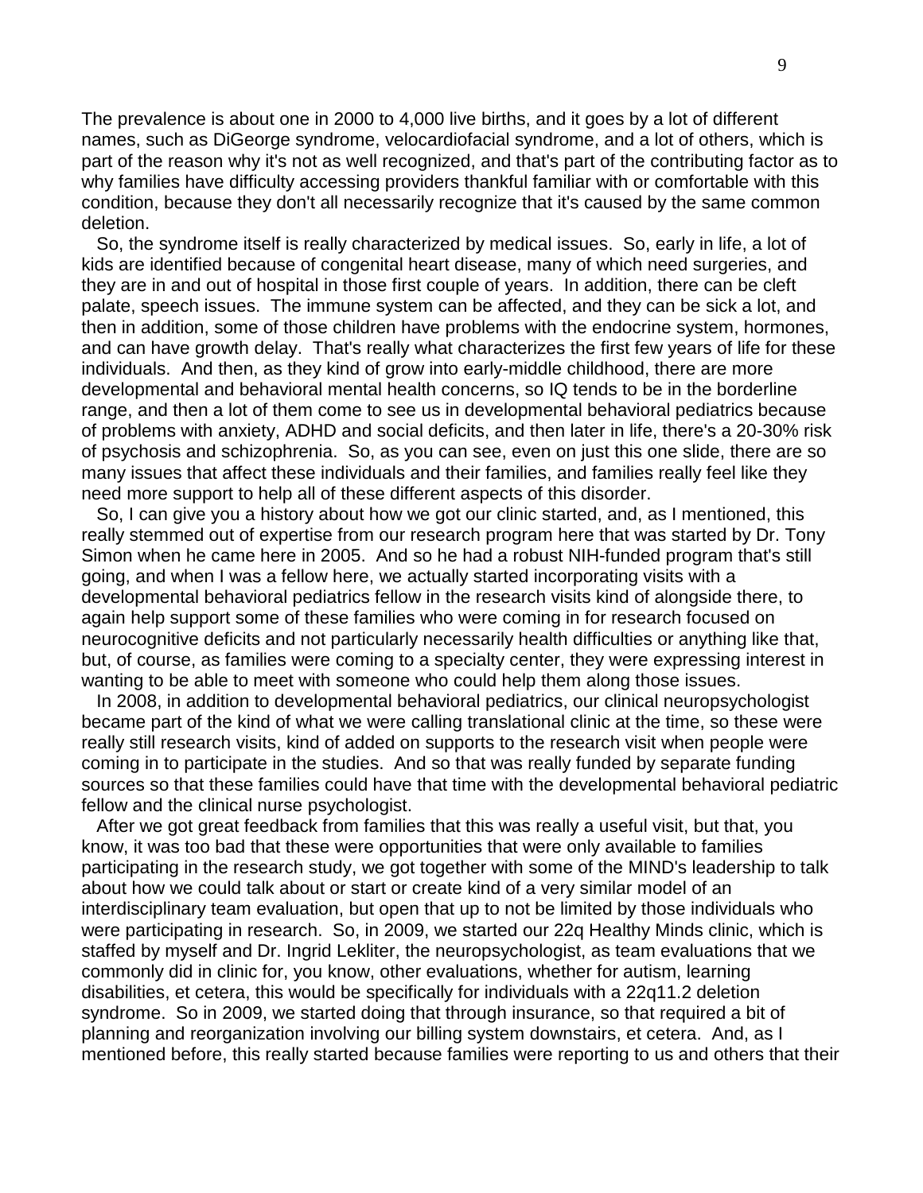The prevalence is about one in 2000 to 4,000 live births, and it goes by a lot of different names, such as DiGeorge syndrome, velocardiofacial syndrome, and a lot of others, which is part of the reason why it's not as well recognized, and that's part of the contributing factor as to why families have difficulty accessing providers thankful familiar with or comfortable with this condition, because they don't all necessarily recognize that it's caused by the same common deletion.

So, the syndrome itself is really characterized by medical issues. So, early in life, a lot of kids are identified because of congenital heart disease, many of which need surgeries, and they are in and out of hospital in those first couple of years. In addition, there can be cleft palate, speech issues. The immune system can be affected, and they can be sick a lot, and then in addition, some of those children have problems with the endocrine system, hormones, and can have growth delay. That's really what characterizes the first few years of life for these individuals. And then, as they kind of grow into early-middle childhood, there are more developmental and behavioral mental health concerns, so IQ tends to be in the borderline range, and then a lot of them come to see us in developmental behavioral pediatrics because of problems with anxiety, ADHD and social deficits, and then later in life, there's a 20-30% risk of psychosis and schizophrenia. So, as you can see, even on just this one slide, there are so many issues that affect these individuals and their families, and families really feel like they need more support to help all of these different aspects of this disorder.

So, I can give you a history about how we got our clinic started, and, as I mentioned, this really stemmed out of expertise from our research program here that was started by Dr. Tony Simon when he came here in 2005. And so he had a robust NIH-funded program that's still going, and when I was a fellow here, we actually started incorporating visits with a developmental behavioral pediatrics fellow in the research visits kind of alongside there, to again help support some of these families who were coming in for research focused on neurocognitive deficits and not particularly necessarily health difficulties or anything like that, but, of course, as families were coming to a specialty center, they were expressing interest in wanting to be able to meet with someone who could help them along those issues.

In 2008, in addition to developmental behavioral pediatrics, our clinical neuropsychologist became part of the kind of what we were calling translational clinic at the time, so these were really still research visits, kind of added on supports to the research visit when people were coming in to participate in the studies. And so that was really funded by separate funding sources so that these families could have that time with the developmental behavioral pediatric fellow and the clinical nurse psychologist.

After we got great feedback from families that this was really a useful visit, but that, you know, it was too bad that these were opportunities that were only available to families participating in the research study, we got together with some of the MIND's leadership to talk about how we could talk about or start or create kind of a very similar model of an interdisciplinary team evaluation, but open that up to not be limited by those individuals who were participating in research. So, in 2009, we started our 22q Healthy Minds clinic, which is staffed by myself and Dr. Ingrid Lekliter, the neuropsychologist, as team evaluations that we commonly did in clinic for, you know, other evaluations, whether for autism, learning disabilities, et cetera, this would be specifically for individuals with a 22q11.2 deletion syndrome. So in 2009, we started doing that through insurance, so that required a bit of planning and reorganization involving our billing system downstairs, et cetera. And, as I mentioned before, this really started because families were reporting to us and others that their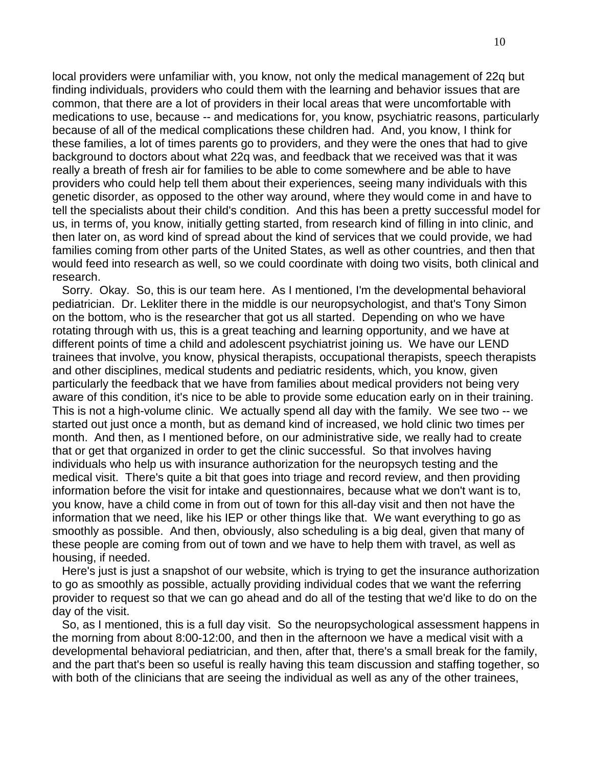local providers were unfamiliar with, you know, not only the medical management of 22q but finding individuals, providers who could them with the learning and behavior issues that are common, that there are a lot of providers in their local areas that were uncomfortable with medications to use, because -- and medications for, you know, psychiatric reasons, particularly because of all of the medical complications these children had. And, you know, I think for these families, a lot of times parents go to providers, and they were the ones that had to give background to doctors about what 22q was, and feedback that we received was that it was really a breath of fresh air for families to be able to come somewhere and be able to have providers who could help tell them about their experiences, seeing many individuals with this genetic disorder, as opposed to the other way around, where they would come in and have to tell the specialists about their child's condition. And this has been a pretty successful model for us, in terms of, you know, initially getting started, from research kind of filling in into clinic, and then later on, as word kind of spread about the kind of services that we could provide, we had families coming from other parts of the United States, as well as other countries, and then that would feed into research as well, so we could coordinate with doing two visits, both clinical and research.

Sorry. Okay. So, this is our team here. As I mentioned, I'm the developmental behavioral pediatrician. Dr. Lekliter there in the middle is our neuropsychologist, and that's Tony Simon on the bottom, who is the researcher that got us all started. Depending on who we have rotating through with us, this is a great teaching and learning opportunity, and we have at different points of time a child and adolescent psychiatrist joining us. We have our LEND trainees that involve, you know, physical therapists, occupational therapists, speech therapists and other disciplines, medical students and pediatric residents, which, you know, given particularly the feedback that we have from families about medical providers not being very aware of this condition, it's nice to be able to provide some education early on in their training. This is not a high-volume clinic. We actually spend all day with the family. We see two -- we started out just once a month, but as demand kind of increased, we hold clinic two times per month. And then, as I mentioned before, on our administrative side, we really had to create that or get that organized in order to get the clinic successful. So that involves having individuals who help us with insurance authorization for the neuropsych testing and the medical visit. There's quite a bit that goes into triage and record review, and then providing information before the visit for intake and questionnaires, because what we don't want is to, you know, have a child come in from out of town for this all-day visit and then not have the information that we need, like his IEP or other things like that. We want everything to go as smoothly as possible. And then, obviously, also scheduling is a big deal, given that many of these people are coming from out of town and we have to help them with travel, as well as housing, if needed.

Here's just is just a snapshot of our website, which is trying to get the insurance authorization to go as smoothly as possible, actually providing individual codes that we want the referring provider to request so that we can go ahead and do all of the testing that we'd like to do on the day of the visit.

So, as I mentioned, this is a full day visit. So the neuropsychological assessment happens in the morning from about 8:00-12:00, and then in the afternoon we have a medical visit with a developmental behavioral pediatrician, and then, after that, there's a small break for the family, and the part that's been so useful is really having this team discussion and staffing together, so with both of the clinicians that are seeing the individual as well as any of the other trainees,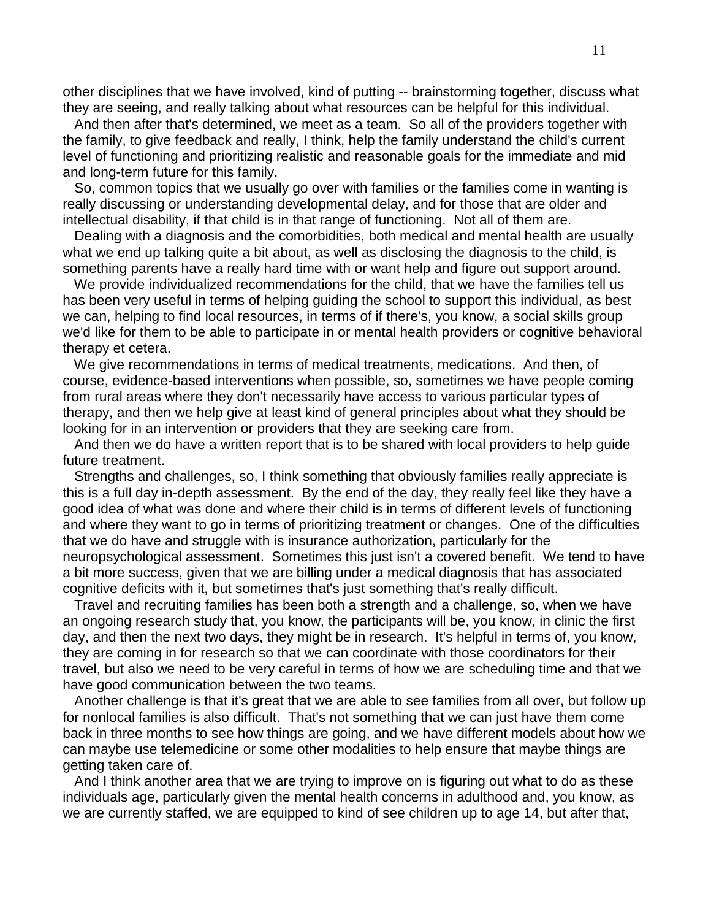other disciplines that we have involved, kind of putting -- brainstorming together, discuss what they are seeing, and really talking about what resources can be helpful for this individual.

And then after that's determined, we meet as a team. So all of the providers together with the family, to give feedback and really, I think, help the family understand the child's current level of functioning and prioritizing realistic and reasonable goals for the immediate and mid and long-term future for this family.

So, common topics that we usually go over with families or the families come in wanting is really discussing or understanding developmental delay, and for those that are older and intellectual disability, if that child is in that range of functioning. Not all of them are.

Dealing with a diagnosis and the comorbidities, both medical and mental health are usually what we end up talking quite a bit about, as well as disclosing the diagnosis to the child, is something parents have a really hard time with or want help and figure out support around.

We provide individualized recommendations for the child, that we have the families tell us has been very useful in terms of helping guiding the school to support this individual, as best we can, helping to find local resources, in terms of if there's, you know, a social skills group we'd like for them to be able to participate in or mental health providers or cognitive behavioral therapy et cetera.

We give recommendations in terms of medical treatments, medications. And then, of course, evidence-based interventions when possible, so, sometimes we have people coming from rural areas where they don't necessarily have access to various particular types of therapy, and then we help give at least kind of general principles about what they should be looking for in an intervention or providers that they are seeking care from.

And then we do have a written report that is to be shared with local providers to help guide future treatment.

Strengths and challenges, so, I think something that obviously families really appreciate is this is a full day in-depth assessment. By the end of the day, they really feel like they have a good idea of what was done and where their child is in terms of different levels of functioning and where they want to go in terms of prioritizing treatment or changes. One of the difficulties that we do have and struggle with is insurance authorization, particularly for the neuropsychological assessment. Sometimes this just isn't a covered benefit. We tend to have a bit more success, given that we are billing under a medical diagnosis that has associated cognitive deficits with it, but sometimes that's just something that's really difficult.

Travel and recruiting families has been both a strength and a challenge, so, when we have an ongoing research study that, you know, the participants will be, you know, in clinic the first day, and then the next two days, they might be in research. It's helpful in terms of, you know, they are coming in for research so that we can coordinate with those coordinators for their travel, but also we need to be very careful in terms of how we are scheduling time and that we have good communication between the two teams.

Another challenge is that it's great that we are able to see families from all over, but follow up for nonlocal families is also difficult. That's not something that we can just have them come back in three months to see how things are going, and we have different models about how we can maybe use telemedicine or some other modalities to help ensure that maybe things are getting taken care of.

And I think another area that we are trying to improve on is figuring out what to do as these individuals age, particularly given the mental health concerns in adulthood and, you know, as we are currently staffed, we are equipped to kind of see children up to age 14, but after that,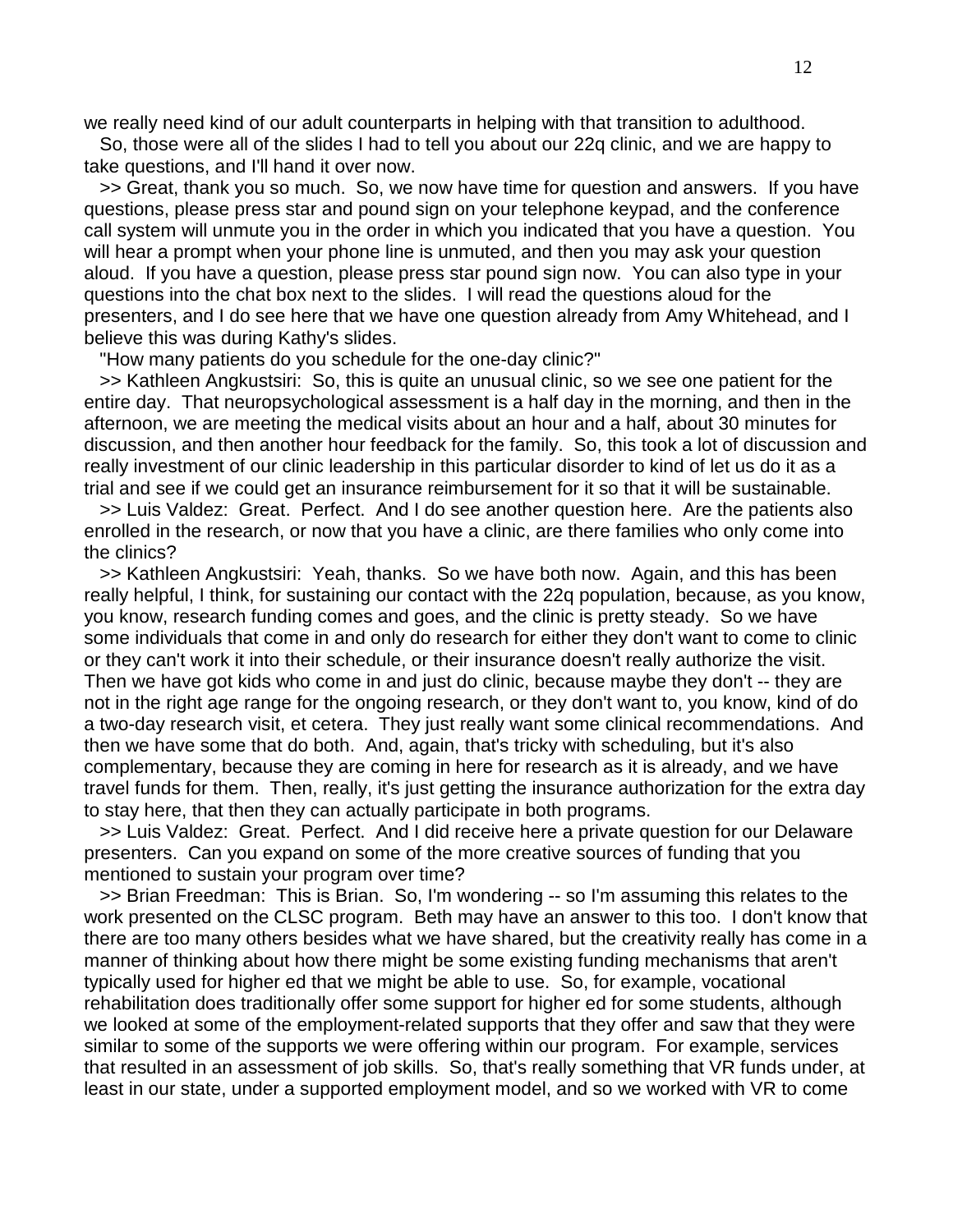we really need kind of our adult counterparts in helping with that transition to adulthood.

So, those were all of the slides I had to tell you about our 22q clinic, and we are happy to take questions, and I'll hand it over now.

>> Great, thank you so much. So, we now have time for question and answers. If you have questions, please press star and pound sign on your telephone keypad, and the conference call system will unmute you in the order in which you indicated that you have a question. You will hear a prompt when your phone line is unmuted, and then you may ask your question aloud. If you have a question, please press star pound sign now. You can also type in your questions into the chat box next to the slides. I will read the questions aloud for the presenters, and I do see here that we have one question already from Amy Whitehead, and I believe this was during Kathy's slides.

"How many patients do you schedule for the one-day clinic?"

>> Kathleen Angkustsiri: So, this is quite an unusual clinic, so we see one patient for the entire day. That neuropsychological assessment is a half day in the morning, and then in the afternoon, we are meeting the medical visits about an hour and a half, about 30 minutes for discussion, and then another hour feedback for the family. So, this took a lot of discussion and really investment of our clinic leadership in this particular disorder to kind of let us do it as a trial and see if we could get an insurance reimbursement for it so that it will be sustainable.

>> Luis Valdez: Great. Perfect. And I do see another question here. Are the patients also enrolled in the research, or now that you have a clinic, are there families who only come into the clinics?

>> Kathleen Angkustsiri: Yeah, thanks. So we have both now. Again, and this has been really helpful, I think, for sustaining our contact with the 22q population, because, as you know, you know, research funding comes and goes, and the clinic is pretty steady. So we have some individuals that come in and only do research for either they don't want to come to clinic or they can't work it into their schedule, or their insurance doesn't really authorize the visit. Then we have got kids who come in and just do clinic, because maybe they don't -- they are not in the right age range for the ongoing research, or they don't want to, you know, kind of do a two-day research visit, et cetera. They just really want some clinical recommendations. And then we have some that do both. And, again, that's tricky with scheduling, but it's also complementary, because they are coming in here for research as it is already, and we have travel funds for them. Then, really, it's just getting the insurance authorization for the extra day to stay here, that then they can actually participate in both programs.

>> Luis Valdez: Great. Perfect. And I did receive here a private question for our Delaware presenters. Can you expand on some of the more creative sources of funding that you mentioned to sustain your program over time?

>> Brian Freedman: This is Brian. So, I'm wondering -- so I'm assuming this relates to the work presented on the CLSC program. Beth may have an answer to this too. I don't know that there are too many others besides what we have shared, but the creativity really has come in a manner of thinking about how there might be some existing funding mechanisms that aren't typically used for higher ed that we might be able to use. So, for example, vocational rehabilitation does traditionally offer some support for higher ed for some students, although we looked at some of the employment-related supports that they offer and saw that they were similar to some of the supports we were offering within our program. For example, services that resulted in an assessment of job skills. So, that's really something that VR funds under, at least in our state, under a supported employment model, and so we worked with VR to come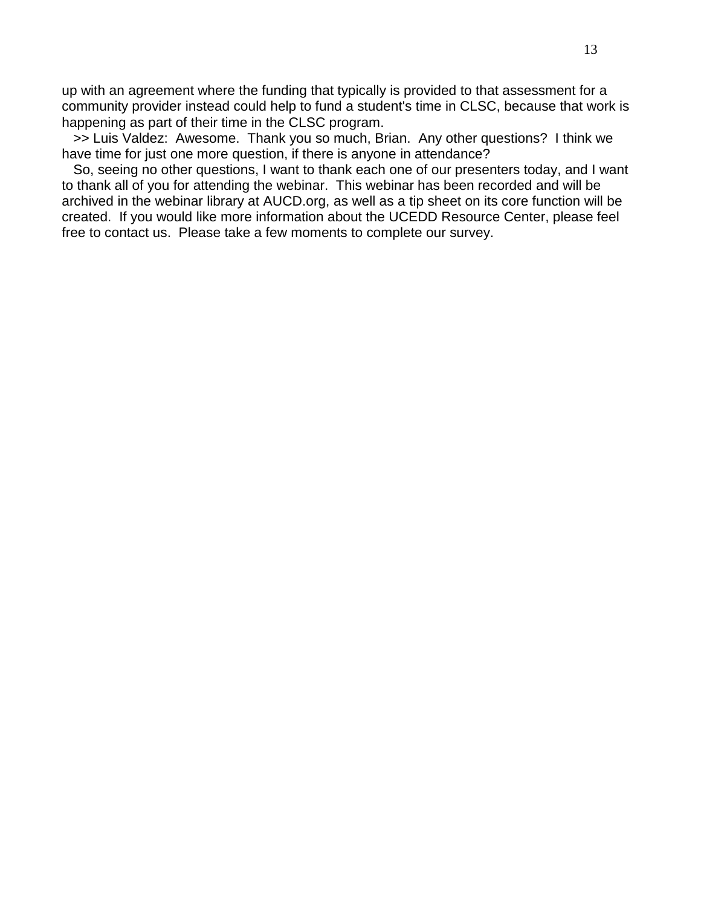up with an agreement where the funding that typically is provided to that assessment for a community provider instead could help to fund a student's time in CLSC, because that work is happening as part of their time in the CLSC program.

>> Luis Valdez: Awesome. Thank you so much, Brian. Any other questions? I think we have time for just one more question, if there is anyone in attendance?

So, seeing no other questions, I want to thank each one of our presenters today, and I want to thank all of you for attending the webinar. This webinar has been recorded and will be archived in the webinar library at AUCD.org, as well as a tip sheet on its core function will be created. If you would like more information about the UCEDD Resource Center, please feel free to contact us. Please take a few moments to complete our survey.